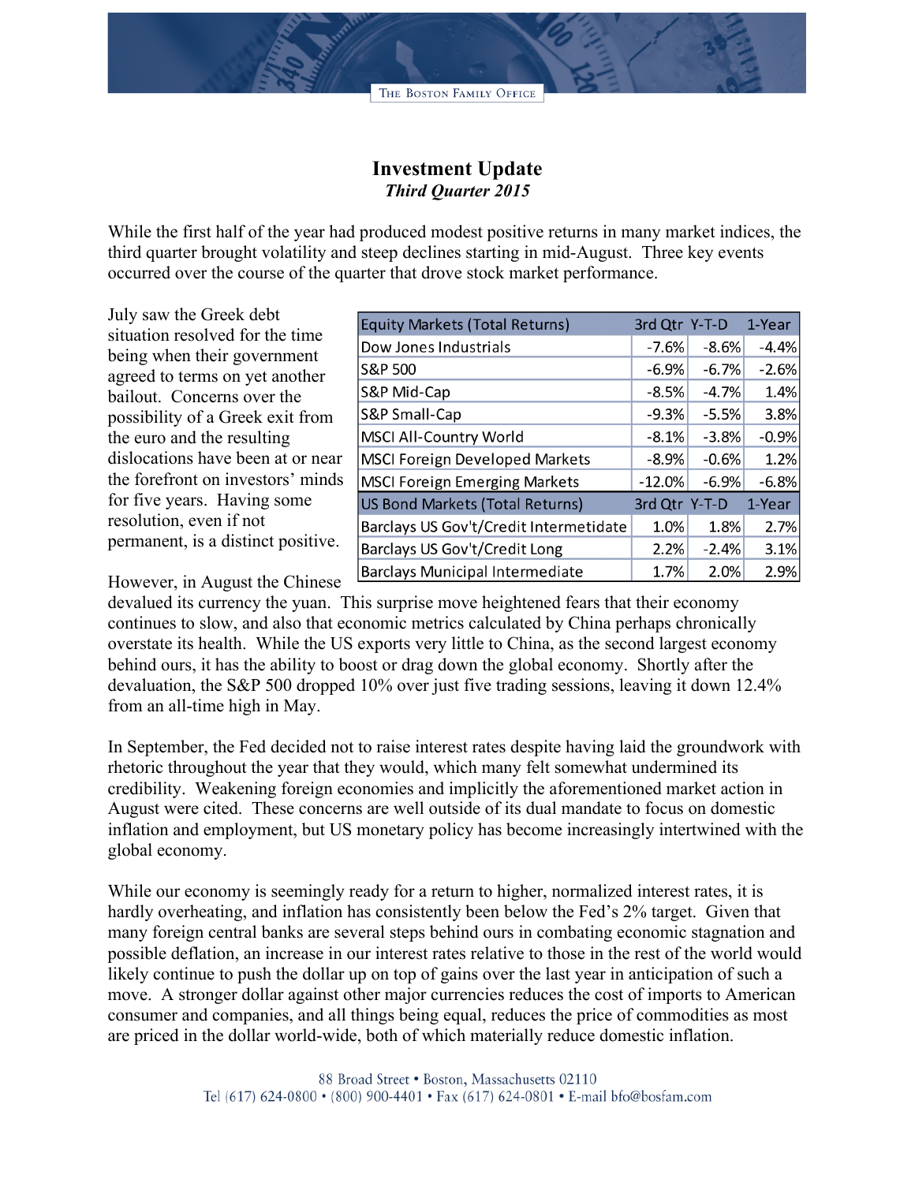# Investment Update

***Third Quarter 2015***

While the first half of the year had produced modest positive returns in many market indices, the third quarter brought volatility and steep declines starting in mid-August. Three key events occurred over the course of the quarter that drove stock market performance.

| Equity Markets (Total Returns) | 3rd Qtr | Y-T-D | 1-Year |
|---|---|---|---|
| Dow Jones Industrials | -7.6% | -8.6% | -4.4% |
| S&P 500 | -6.9% | -6.7% | -2.6% |
| S&P Mid-Cap | -8.5% | -4.7% | 1.4% |
| S&P Small-Cap | -9.3% | -5.5% | 3.8% |
| MSCI All-Country World | -8.1% | -3.8% | -0.9% |
| MSCI Foreign Developed Markets | -8.9% | -0.6% | 1.2% |
| MSCI Foreign Emerging Markets | -12.0% | -6.9% | -6.8% |
| **US Bond Markets (Total Returns)** | **3rd Qtr** | **Y-T-D** | **1-Year** |
| Barclays US Gov't/Credit Intermetidate | 1.0% | 1.8% | 2.7% |
| Barclays US Gov't/Credit Long | 2.2% | -2.4% | 3.1% |
| Barclays Municipal Intermediate | 1.7% | 2.0% | 2.9% |

July saw the Greek debt situation resolved for the time being when their government agreed to terms on yet another bailout. Concerns over the possibility of a Greek exit from the euro and the resulting dislocations have been at or near the forefront on investors' minds for five years. Having some resolution, even if not permanent, is a distinct positive.

However, in August the Chinese devalued its currency the yuan. This surprise move heightened fears that their economy continues to slow, and also that economic metrics calculated by China perhaps chronically overstate its health. While the US exports very little to China, as the second largest economy behind ours, it has the ability to boost or drag down the global economy. Shortly after the devaluation, the S&P 500 dropped 10% over just five trading sessions, leaving it down 12.4% from an all-time high in May.

In September, the Fed decided not to raise interest rates despite having laid the groundwork with rhetoric throughout the year that they would, which many felt somewhat undermined its credibility. Weakening foreign economies and implicitly the aforementioned market action in August were cited. These concerns are well outside of its dual mandate to focus on domestic inflation and employment, but US monetary policy has become increasingly intertwined with the global economy.

While our economy is seemingly ready for a return to higher, normalized interest rates, it is hardly overheating, and inflation has consistently been below the Fed's 2% target. Given that many foreign central banks are several steps behind ours in combating economic stagnation and possible deflation, an increase in our interest rates relative to those in the rest of the world would likely continue to push the dollar up on top of gains over the last year in anticipation of such a move. A stronger dollar against other major currencies reduces the cost of imports to American consumer and companies, and all things being equal, reduces the price of commodities as most are priced in the dollar world-wide, both of which materially reduce domestic inflation.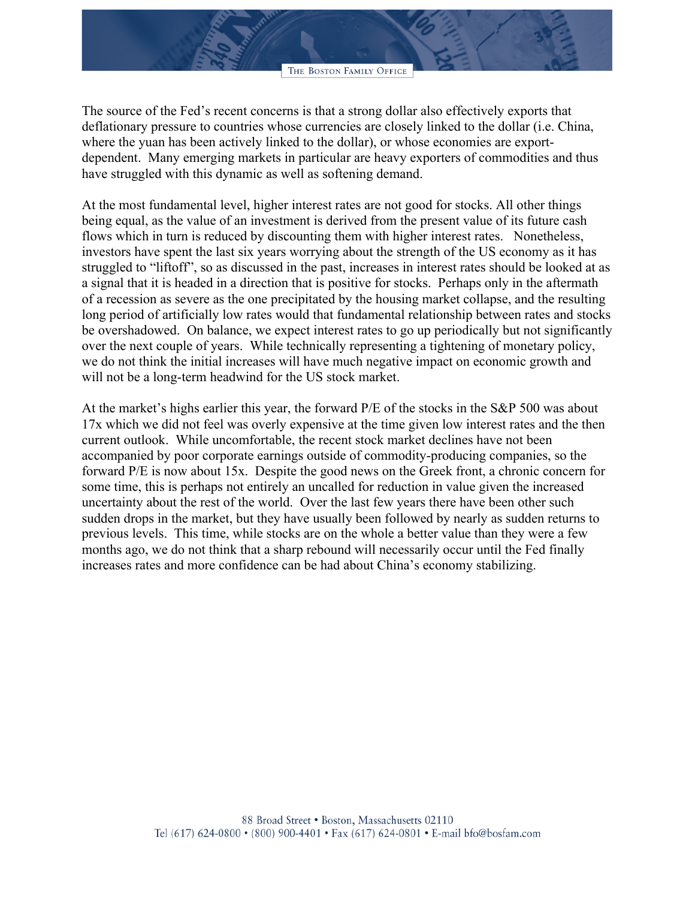The source of the Fed's recent concerns is that a strong dollar also effectively exports that deflationary pressure to countries whose currencies are closely linked to the dollar (i.e. China, where the yuan has been actively linked to the dollar), or whose economies are export-dependent. Many emerging markets in particular are heavy exporters of commodities and thus have struggled with this dynamic as well as softening demand.

At the most fundamental level, higher interest rates are not good for stocks. All other things being equal, as the value of an investment is derived from the present value of its future cash flows which in turn is reduced by discounting them with higher interest rates. Nonetheless, investors have spent the last six years worrying about the strength of the US economy as it has struggled to "liftoff", so as discussed in the past, increases in interest rates should be looked at as a signal that it is headed in a direction that is positive for stocks. Perhaps only in the aftermath of a recession as severe as the one precipitated by the housing market collapse, and the resulting long period of artificially low rates would that fundamental relationship between rates and stocks be overshadowed. On balance, we expect interest rates to go up periodically but not significantly over the next couple of years. While technically representing a tightening of monetary policy, we do not think the initial increases will have much negative impact on economic growth and will not be a long-term headwind for the US stock market.

At the market's highs earlier this year, the forward P/E of the stocks in the S&P 500 was about 17x which we did not feel was overly expensive at the time given low interest rates and the then current outlook. While uncomfortable, the recent stock market declines have not been accompanied by poor corporate earnings outside of commodity-producing companies, so the forward P/E is now about 15x. Despite the good news on the Greek front, a chronic concern for some time, this is perhaps not entirely an uncalled for reduction in value given the increased uncertainty about the rest of the world. Over the last few years there have been other such sudden drops in the market, but they have usually been followed by nearly as sudden returns to previous levels. This time, while stocks are on the whole a better value than they were a few months ago, we do not think that a sharp rebound will necessarily occur until the Fed finally increases rates and more confidence can be had about China's economy stabilizing.